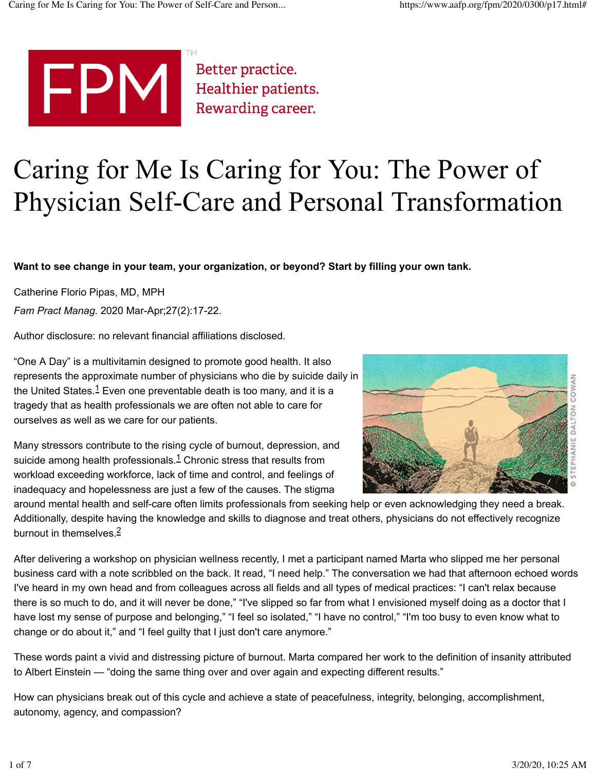FPM™ Better practice. Healthier patients. Rewarding career.

# Caring for Me Is Caring for You: The Power of Physician Self-Care and Personal Transformation

**Want to see change in your team, your organization, or beyond? Start by filling your own tank.**

Catherine Florio Pipas, MD, MPH

*Fam Pract Manag.* 2020 Mar-Apr;27(2):17-22.

Author disclosure: no relevant financial affiliations disclosed.

"One A Day" is a multivitamin designed to promote good health. It also represents the approximate number of physicians who die by suicide daily in the United States.[1] Even one preventable death is too many, and it is a tragedy that as health professionals we are often not able to care for ourselves as well as we care for our patients.

Many stressors contribute to the rising cycle of burnout, depression, and suicide among health professionals.[1] Chronic stress that results from workload exceeding workforce, lack of time and control, and feelings of inadequacy and hopelessness are just a few of the causes. The stigma around mental health and self-care often limits professionals from seeking help or even acknowledging they need a break. Additionally, despite having the knowledge and skills to diagnose and treat others, physicians do not effectively recognize burnout in themselves.[2]

After delivering a workshop on physician wellness recently, I met a participant named Marta who slipped me her personal business card with a note scribbled on the back. It read, "I need help." The conversation we had that afternoon echoed words I've heard in my own head and from colleagues across all fields and all types of medical practices: "I can't relax because there is so much to do, and it will never be done," "I've slipped so far from what I envisioned myself doing as a doctor that I have lost my sense of purpose and belonging," "I feel so isolated," "I have no control," "I'm too busy to even know what to change or do about it," and "I feel guilty that I just don't care anymore."

These words paint a vivid and distressing picture of burnout. Marta compared her work to the definition of insanity attributed to Albert Einstein — "doing the same thing over and over again and expecting different results."

How can physicians break out of this cycle and achieve a state of peacefulness, integrity, belonging, accomplishment, autonomy, agency, and compassion?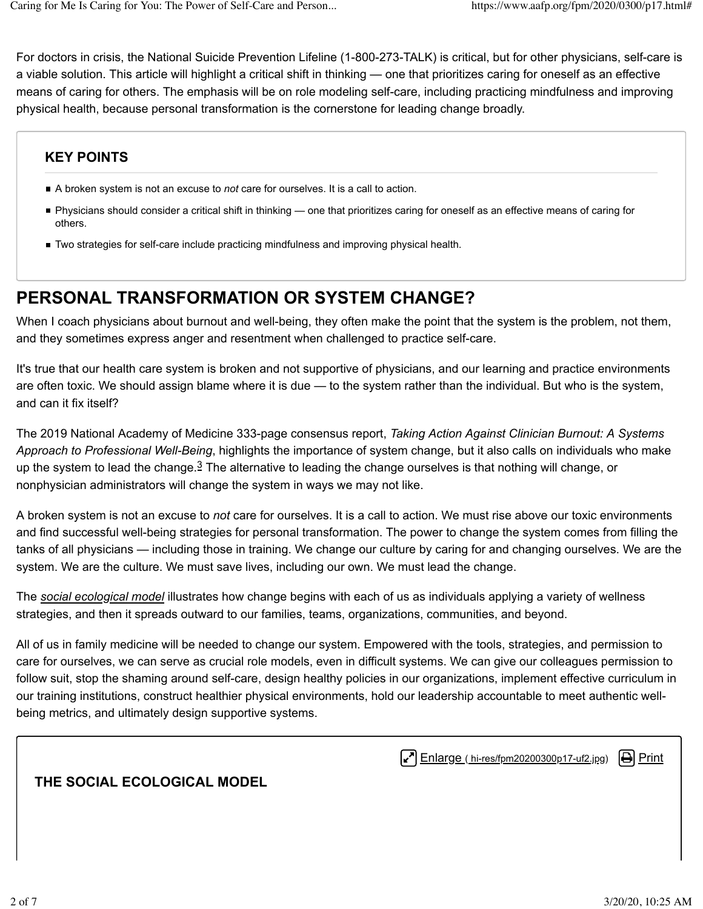For doctors in crisis, the National Suicide Prevention Lifeline (1-800-273-TALK) is critical, but for other physicians, self-care is a viable solution. This article will highlight a critical shift in thinking — one that prioritizes caring for oneself as an effective means of caring for others. The emphasis will be on role modeling self-care, including practicing mindfulness and improving physical health, because personal transformation is the cornerstone for leading change broadly.

### KEY POINTS

- A broken system is not an excuse to *not* care for ourselves. It is a call to action.
- Physicians should consider a critical shift in thinking — one that prioritizes caring for oneself as an effective means of caring for others.
- Two strategies for self-care include practicing mindfulness and improving physical health.

## PERSONAL TRANSFORMATION OR SYSTEM CHANGE?

When I coach physicians about burnout and well-being, they often make the point that the system is the problem, not them, and they sometimes express anger and resentment when challenged to practice self-care.

It's true that our health care system is broken and not supportive of physicians, and our learning and practice environments are often toxic. We should assign blame where it is due — to the system rather than the individual. But who is the system, and can it fix itself?

The 2019 National Academy of Medicine 333-page consensus report, *Taking Action Against Clinician Burnout: A Systems Approach to Professional Well-Being*, highlights the importance of system change, but it also calls on individuals who make up the system to lead the change.[3] The alternative to leading the change ourselves is that nothing will change, or nonphysician administrators will change the system in ways we may not like.

A broken system is not an excuse to *not* care for ourselves. It is a call to action. We must rise above our toxic environments and find successful well-being strategies for personal transformation. The power to change the system comes from filling the tanks of all physicians — including those in training. We change our culture by caring for and changing ourselves. We are the system. We are the culture. We must save lives, including our own. We must lead the change.

The *social ecological model* illustrates how change begins with each of us as individuals applying a variety of wellness strategies, and then it spreads outward to our families, teams, organizations, communities, and beyond.

All of us in family medicine will be needed to change our system. Empowered with the tools, strategies, and permission to care for ourselves, we can serve as crucial role models, even in difficult systems. We can give our colleagues permission to follow suit, stop the shaming around self-care, design healthy policies in our organizations, implement effective curriculum in our training institutions, construct healthier physical environments, hold our leadership accountable to meet authentic well-being metrics, and ultimately design supportive systems.

Enlarge ( hi-res/fpm20200300p17-uf2.jpg) Print

**THE SOCIAL ECOLOGICAL MODEL**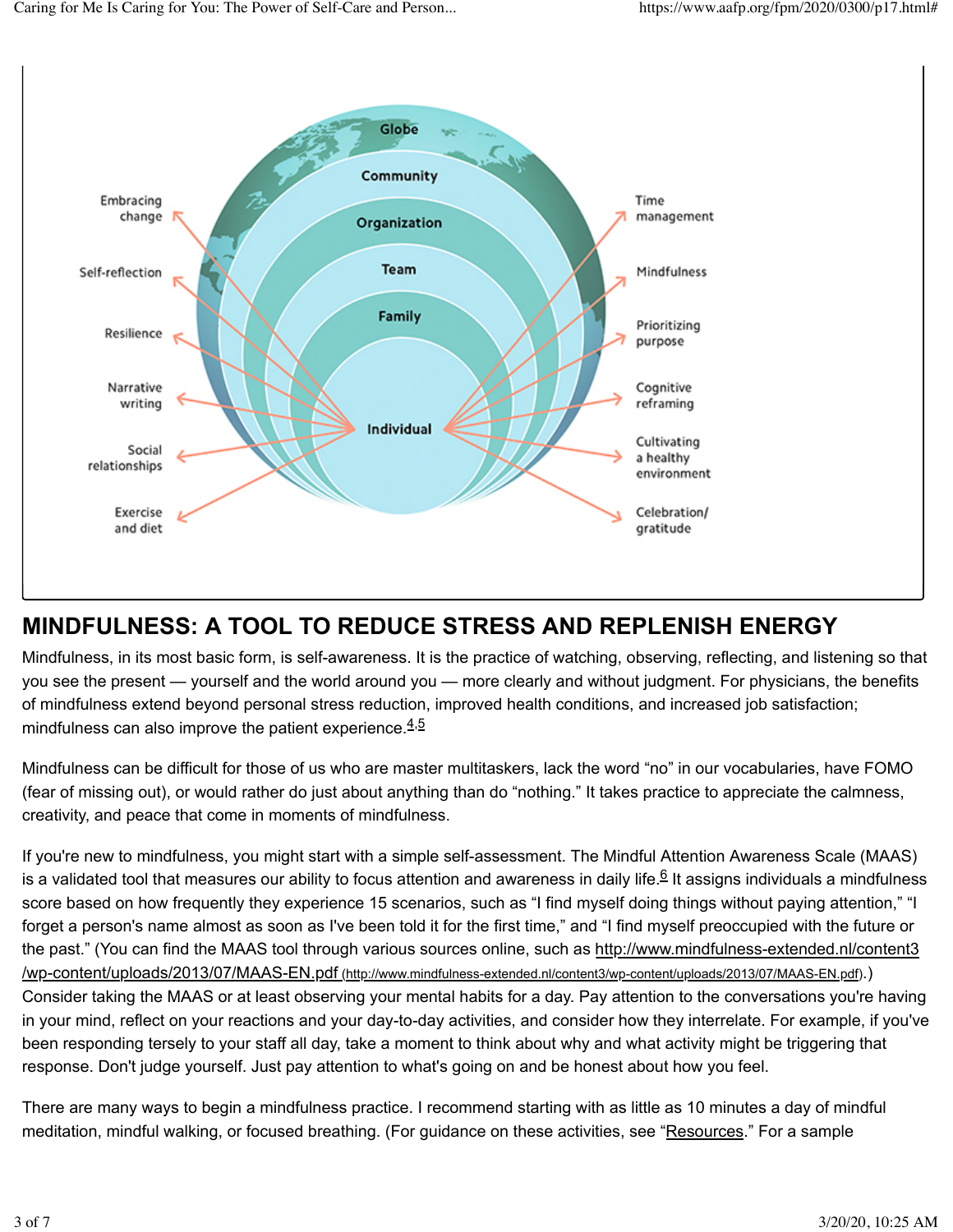Globe

Community

Organization

Team

Family

Individual

Embracing change

Self-reflection

Resilience

Narrative writing

Social relationships

Exercise and diet

Time management

Mindfulness

Prioritizing purpose

Cognitive reframing

Cultivating a healthy environment

Celebration/ gratitude

## MINDFULNESS: A TOOL TO REDUCE STRESS AND REPLENISH ENERGY

Mindfulness, in its most basic form, is self-awareness. It is the practice of watching, observing, reflecting, and listening so that you see the present — yourself and the world around you — more clearly and without judgment. For physicians, the benefits of mindfulness extend beyond personal stress reduction, improved health conditions, and increased job satisfaction; mindfulness can also improve the patient experience.[4,5]

Mindfulness can be difficult for those of us who are master multitaskers, lack the word "no" in our vocabularies, have FOMO (fear of missing out), or would rather do just about anything than do "nothing." It takes practice to appreciate the calmness, creativity, and peace that come in moments of mindfulness.

If you're new to mindfulness, you might start with a simple self-assessment. The Mindful Attention Awareness Scale (MAAS) is a validated tool that measures our ability to focus attention and awareness in daily life.[6] It assigns individuals a mindfulness score based on how frequently they experience 15 scenarios, such as "I find myself doing things without paying attention," "I forget a person's name almost as soon as I've been told it for the first time," and "I find myself preoccupied with the future or the past." (You can find the MAAS tool through various sources online, such as http://www.mindfulness-extended.nl/content3/wp-content/uploads/2013/07/MAAS-EN.pdf (http://www.mindfulness-extended.nl/content3/wp-content/uploads/2013/07/MAAS-EN.pdf).) Consider taking the MAAS or at least observing your mental habits for a day. Pay attention to the conversations you're having in your mind, reflect on your reactions and your day-to-day activities, and consider how they interrelate. For example, if you've been responding tersely to your staff all day, take a moment to think about why and what activity might be triggering that response. Don't judge yourself. Just pay attention to what's going on and be honest about how you feel.

There are many ways to begin a mindfulness practice. I recommend starting with as little as 10 minutes a day of mindful meditation, mindful walking, or focused breathing. (For guidance on these activities, see "Resources." For a sample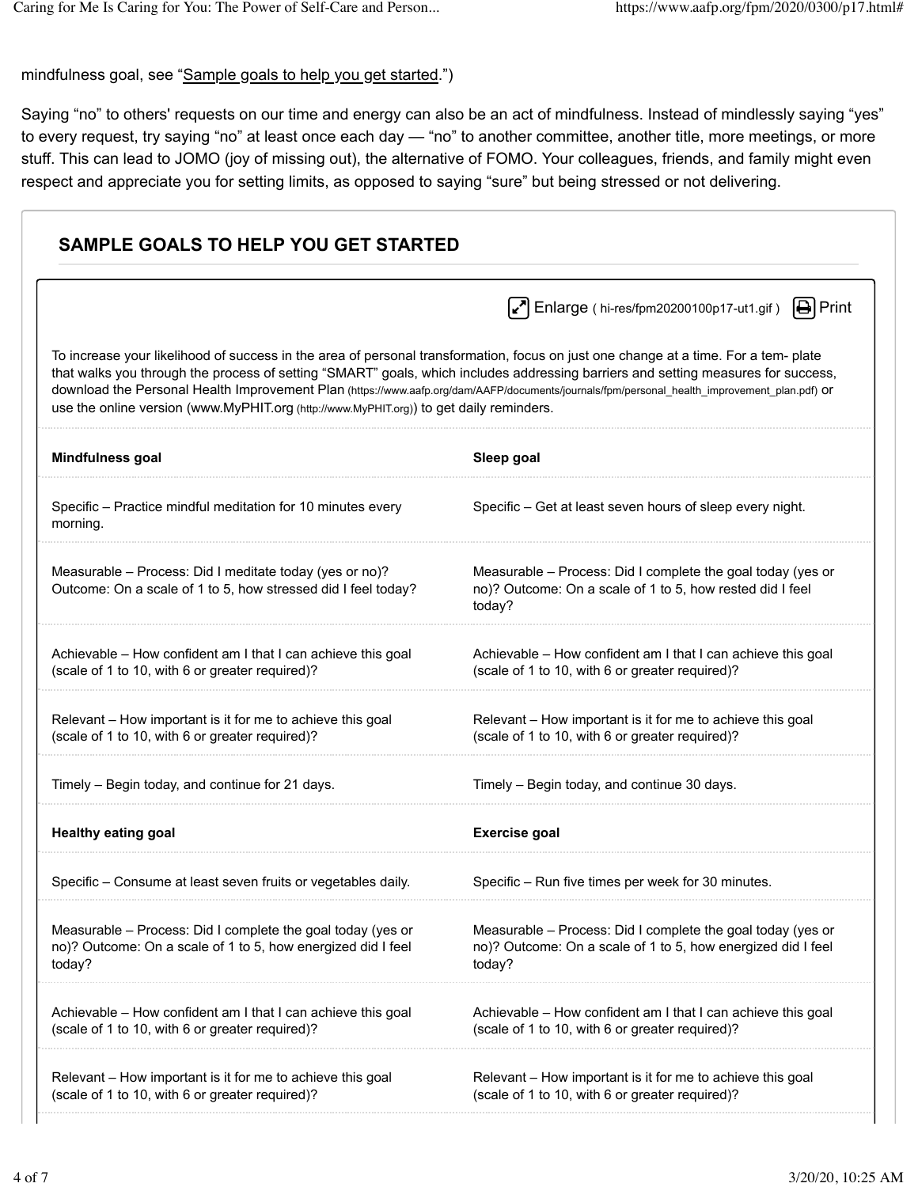mindfulness goal, see "Sample goals to help you get started.")

Saying "no" to others' requests on our time and energy can also be an act of mindfulness. Instead of mindlessly saying "yes" to every request, try saying "no" at least once each day — "no" to another committee, another title, more meetings, or more stuff. This can lead to JOMO (joy of missing out), the alternative of FOMO. Your colleagues, friends, and family might even respect and appreciate you for setting limits, as opposed to saying "sure" but being stressed or not delivering.

## SAMPLE GOALS TO HELP YOU GET STARTED

Enlarge ( hi-res/fpm20200100p17-ut1.gif ) Print

To increase your likelihood of success in the area of personal transformation, focus on just one change at a time. For a tem- plate that walks you through the process of setting "SMART" goals, which includes addressing barriers and setting measures for success, download the Personal Health Improvement Plan (https://www.aafp.org/dam/AAFP/documents/journals/fpm/personal_health_improvement_plan.pdf) or use the online version (www.MyPHIT.org (http://www.MyPHIT.org)) to get daily reminders.

| **Mindfulness goal** | **Sleep goal** |
|---|---|
| Specific – Practice mindful meditation for 10 minutes every morning. | Specific – Get at least seven hours of sleep every night. |
| Measurable – Process: Did I meditate today (yes or no)? Outcome: On a scale of 1 to 5, how stressed did I feel today? | Measurable – Process: Did I complete the goal today (yes or no)? Outcome: On a scale of 1 to 5, how rested did I feel today? |
| Achievable – How confident am I that I can achieve this goal (scale of 1 to 10, with 6 or greater required)? | Achievable – How confident am I that I can achieve this goal (scale of 1 to 10, with 6 or greater required)? |
| Relevant – How important is it for me to achieve this goal (scale of 1 to 10, with 6 or greater required)? | Relevant – How important is it for me to achieve this goal (scale of 1 to 10, with 6 or greater required)? |
| Timely – Begin today, and continue for 21 days. | Timely – Begin today, and continue 30 days. |
| **Healthy eating goal** | **Exercise goal** |
| Specific – Consume at least seven fruits or vegetables daily. | Specific – Run five times per week for 30 minutes. |
| Measurable – Process: Did I complete the goal today (yes or no)? Outcome: On a scale of 1 to 5, how energized did I feel today? | Measurable – Process: Did I complete the goal today (yes or no)? Outcome: On a scale of 1 to 5, how energized did I feel today? |
| Achievable – How confident am I that I can achieve this goal (scale of 1 to 10, with 6 or greater required)? | Achievable – How confident am I that I can achieve this goal (scale of 1 to 10, with 6 or greater required)? |
| Relevant – How important is it for me to achieve this goal (scale of 1 to 10, with 6 or greater required)? | Relevant – How important is it for me to achieve this goal (scale of 1 to 10, with 6 or greater required)? |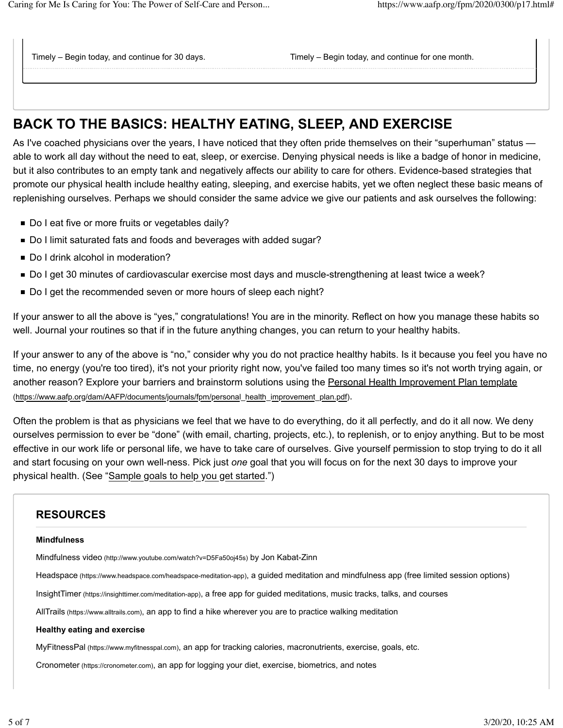| | |
|---|---|
| Timely – Begin today, and continue for 30 days. | Timely – Begin today, and continue for one month. |

## BACK TO THE BASICS: HEALTHY EATING, SLEEP, AND EXERCISE

As I've coached physicians over the years, I have noticed that they often pride themselves on their "superhuman" status — able to work all day without the need to eat, sleep, or exercise. Denying physical needs is like a badge of honor in medicine, but it also contributes to an empty tank and negatively affects our ability to care for others. Evidence-based strategies that promote our physical health include healthy eating, sleeping, and exercise habits, yet we often neglect these basic means of replenishing ourselves. Perhaps we should consider the same advice we give our patients and ask ourselves the following:

- Do I eat five or more fruits or vegetables daily?
- Do I limit saturated fats and foods and beverages with added sugar?
- Do I drink alcohol in moderation?
- Do I get 30 minutes of cardiovascular exercise most days and muscle-strengthening at least twice a week?
- Do I get the recommended seven or more hours of sleep each night?

If your answer to all the above is "yes," congratulations! You are in the minority. Reflect on how you manage these habits so well. Journal your routines so that if in the future anything changes, you can return to your healthy habits.

If your answer to any of the above is "no," consider why you do not practice healthy habits. Is it because you feel you have no time, no energy (you're too tired), it's not your priority right now, you've failed too many times so it's not worth trying again, or another reason? Explore your barriers and brainstorm solutions using the Personal Health Improvement Plan template (https://www.aafp.org/dam/AAFP/documents/journals/fpm/personal_health_improvement_plan.pdf).

Often the problem is that as physicians we feel that we have to do everything, do it all perfectly, and do it all now. We deny ourselves permission to ever be "done" (with email, charting, projects, etc.), to replenish, or to enjoy anything. But to be most effective in our work life or personal life, we have to take care of ourselves. Give yourself permission to stop trying to do it all and start focusing on your own well-ness. Pick just *one* goal that you will focus on for the next 30 days to improve your physical health. (See "Sample goals to help you get started.")

### RESOURCES

**Mindfulness**

Mindfulness video (http://www.youtube.com/watch?v=D5Fa50oj45s) by Jon Kabat-Zinn

Headspace (https://www.headspace.com/headspace-meditation-app), a guided meditation and mindfulness app (free limited session options)

InsightTimer (https://insighttimer.com/meditation-app), a free app for guided meditations, music tracks, talks, and courses

AllTrails (https://www.alltrails.com), an app to find a hike wherever you are to practice walking meditation

**Healthy eating and exercise**

MyFitnessPal (https://www.myfitnesspal.com), an app for tracking calories, macronutrients, exercise, goals, etc.

Cronometer (https://cronometer.com), an app for logging your diet, exercise, biometrics, and notes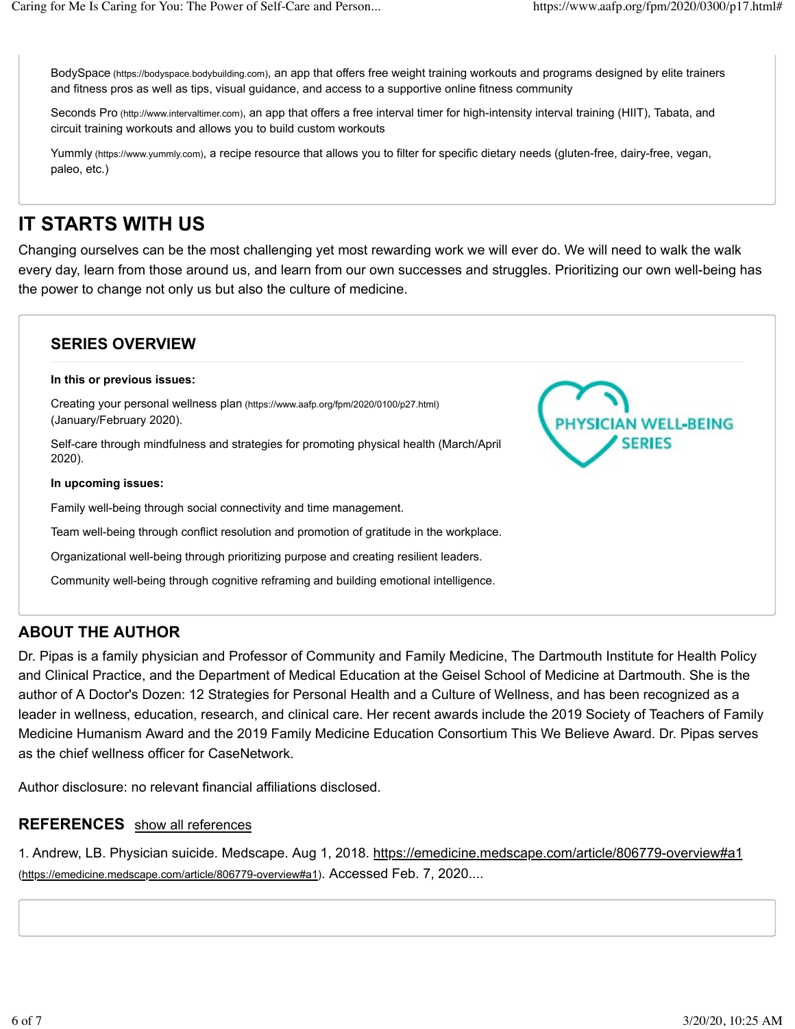BodySpace (https://bodyspace.bodybuilding.com), an app that offers free weight training workouts and programs designed by elite trainers and fitness pros as well as tips, visual guidance, and access to a supportive online fitness community

Seconds Pro (http://www.intervaltimer.com), an app that offers a free interval timer for high-intensity interval training (HIIT), Tabata, and circuit training workouts and allows you to build custom workouts

Yummly (https://www.yummly.com), a recipe resource that allows you to filter for specific dietary needs (gluten-free, dairy-free, vegan, paleo, etc.)

## IT STARTS WITH US

Changing ourselves can be the most challenging yet most rewarding work we will ever do. We will need to walk the walk every day, learn from those around us, and learn from our own successes and struggles. Prioritizing our own well-being has the power to change not only us but also the culture of medicine.

### SERIES OVERVIEW

PHYSICIAN WELL-BEING SERIES

**In this or previous issues:**

Creating your personal wellness plan (https://www.aafp.org/fpm/2020/0100/p27.html) (January/February 2020).

Self-care through mindfulness and strategies for promoting physical health (March/April 2020).

**In upcoming issues:**

Family well-being through social connectivity and time management.

Team well-being through conflict resolution and promotion of gratitude in the workplace.

Organizational well-being through prioritizing purpose and creating resilient leaders.

Community well-being through cognitive reframing and building emotional intelligence.

## ABOUT THE AUTHOR

Dr. Pipas is a family physician and Professor of Community and Family Medicine, The Dartmouth Institute for Health Policy and Clinical Practice, and the Department of Medical Education at the Geisel School of Medicine at Dartmouth. She is the author of A Doctor's Dozen: 12 Strategies for Personal Health and a Culture of Wellness, and has been recognized as a leader in wellness, education, research, and clinical care. Her recent awards include the 2019 Society of Teachers of Family Medicine Humanism Award and the 2019 Family Medicine Education Consortium This We Believe Award. Dr. Pipas serves as the chief wellness officer for CaseNetwork.

Author disclosure: no relevant financial affiliations disclosed.

## REFERENCES show all references

1. Andrew, LB. Physician suicide. Medscape. Aug 1, 2018. https://emedicine.medscape.com/article/806779-overview#a1 (https://emedicine.medscape.com/article/806779-overview#a1). Accessed Feb. 7, 2020....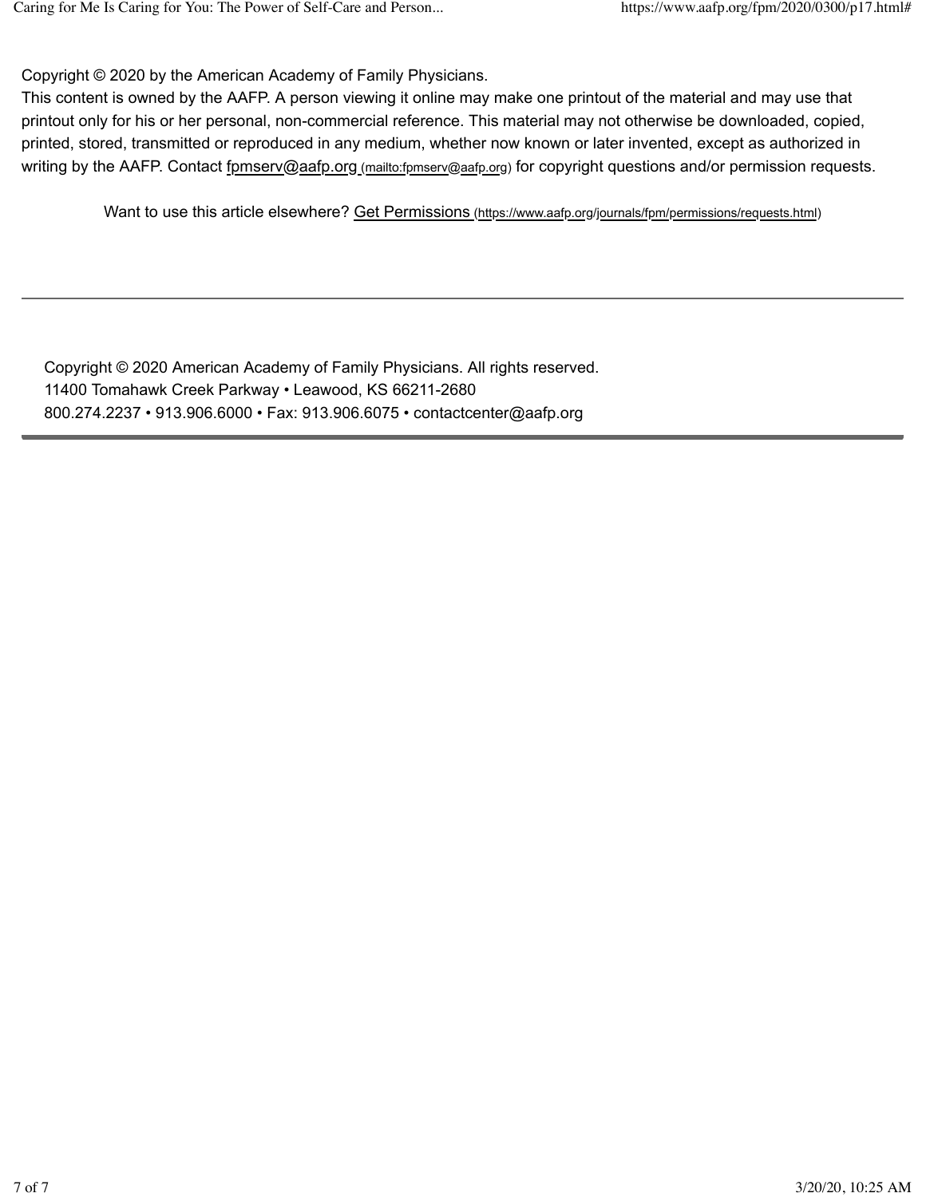Copyright © 2020 by the American Academy of Family Physicians.
This content is owned by the AAFP. A person viewing it online may make one printout of the material and may use that printout only for his or her personal, non-commercial reference. This material may not otherwise be downloaded, copied, printed, stored, transmitted or reproduced in any medium, whether now known or later invented, except as authorized in writing by the AAFP. Contact fpmserv@aafp.org (mailto:fpmserv@aafp.org) for copyright questions and/or permission requests.

Want to use this article elsewhere? Get Permissions (https://www.aafp.org/journals/fpm/permissions/requests.html)

---

Copyright © 2020 American Academy of Family Physicians. All rights reserved.
11400 Tomahawk Creek Parkway • Leawood, KS 66211-2680
800.274.2237 • 913.906.6000 • Fax: 913.906.6075 • contactcenter@aafp.org